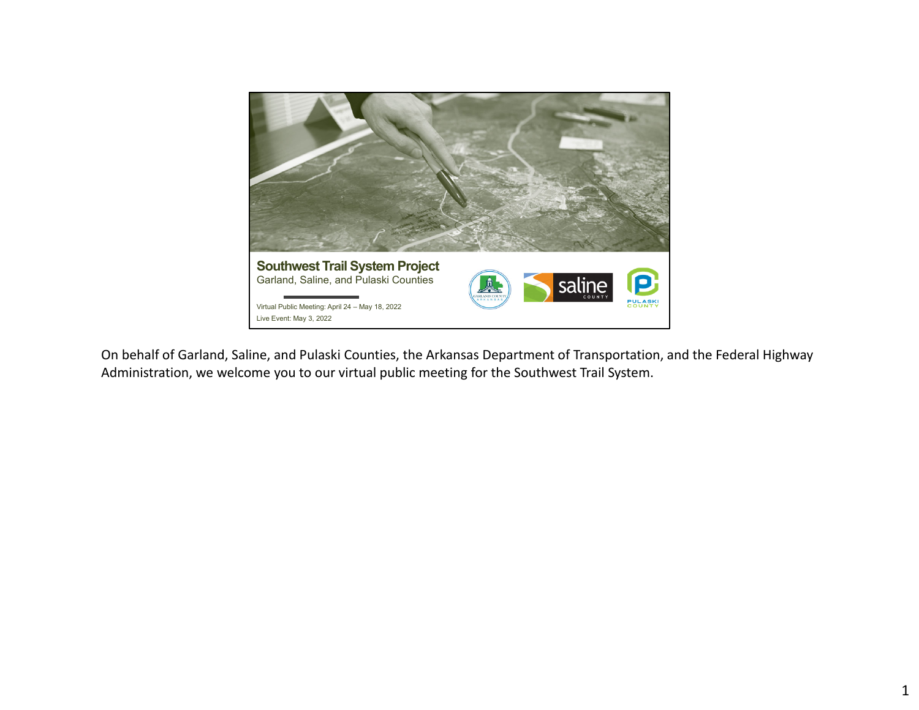# Southwest Trail System Project

Garland, Saline, and Pulaski Counties

Virtual Public Meeting: April 24 – May 18, 2022

Live Event: May 3, 2022

On behalf of Garland, Saline, and Pulaski Counties, the Arkansas Department of Transportation, and the Federal Highway Administration, we welcome you to our virtual public meeting for the Southwest Trail System.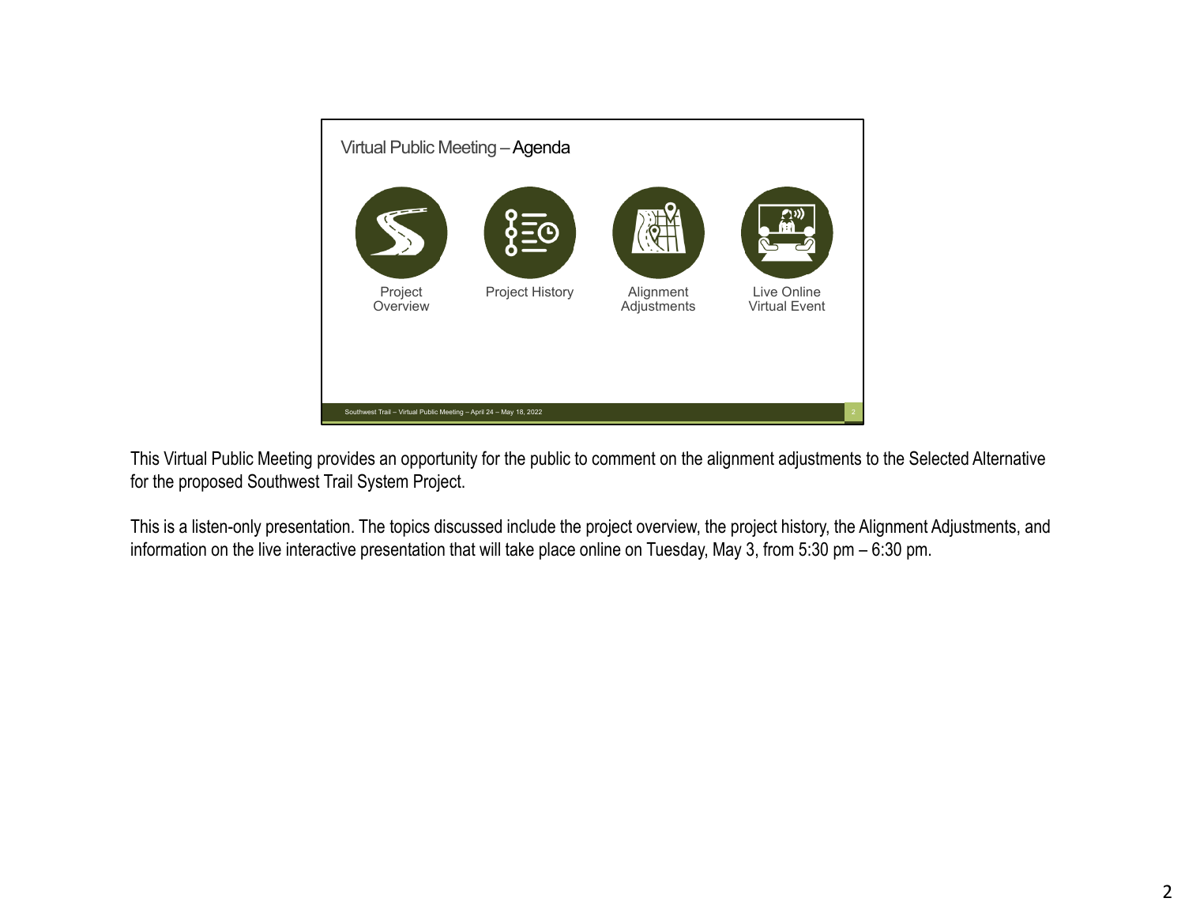## Virtual Public Meeting – Agenda

- Project Overview
- Project History
- Alignment Adjustments
- Live Online Virtual Event

Southwest Trail – Virtual Public Meeting – April 24 – May 18, 2022

This Virtual Public Meeting provides an opportunity for the public to comment on the alignment adjustments to the Selected Alternative for the proposed Southwest Trail System Project.

This is a listen-only presentation. The topics discussed include the project overview, the project history, the Alignment Adjustments, and information on the live interactive presentation that will take place online on Tuesday, May 3, from 5:30 pm – 6:30 pm.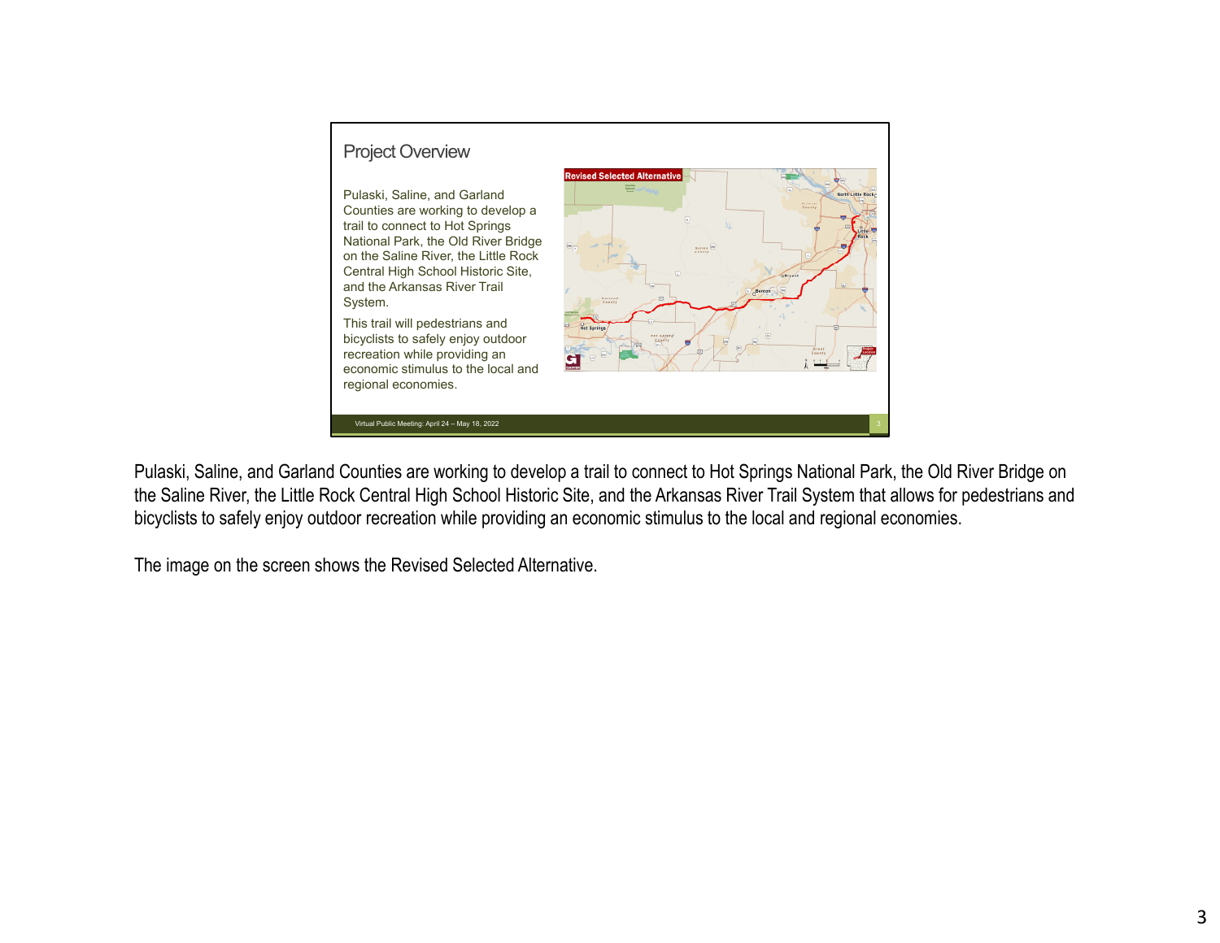## Project Overview

Pulaski, Saline, and Garland Counties are working to develop a trail to connect to Hot Springs National Park, the Old River Bridge on the Saline River, the Little Rock Central High School Historic Site, and the Arkansas River Trail System.

This trail will pedestrians and bicyclists to safely enjoy outdoor recreation while providing an economic stimulus to the local and regional economies.

Revised Selected Alternative

Virtual Public Meeting: April 24 – May 18, 2022

Pulaski, Saline, and Garland Counties are working to develop a trail to connect to Hot Springs National Park, the Old River Bridge on the Saline River, the Little Rock Central High School Historic Site, and the Arkansas River Trail System that allows for pedestrians and bicyclists to safely enjoy outdoor recreation while providing an economic stimulus to the local and regional economies.

The image on the screen shows the Revised Selected Alternative.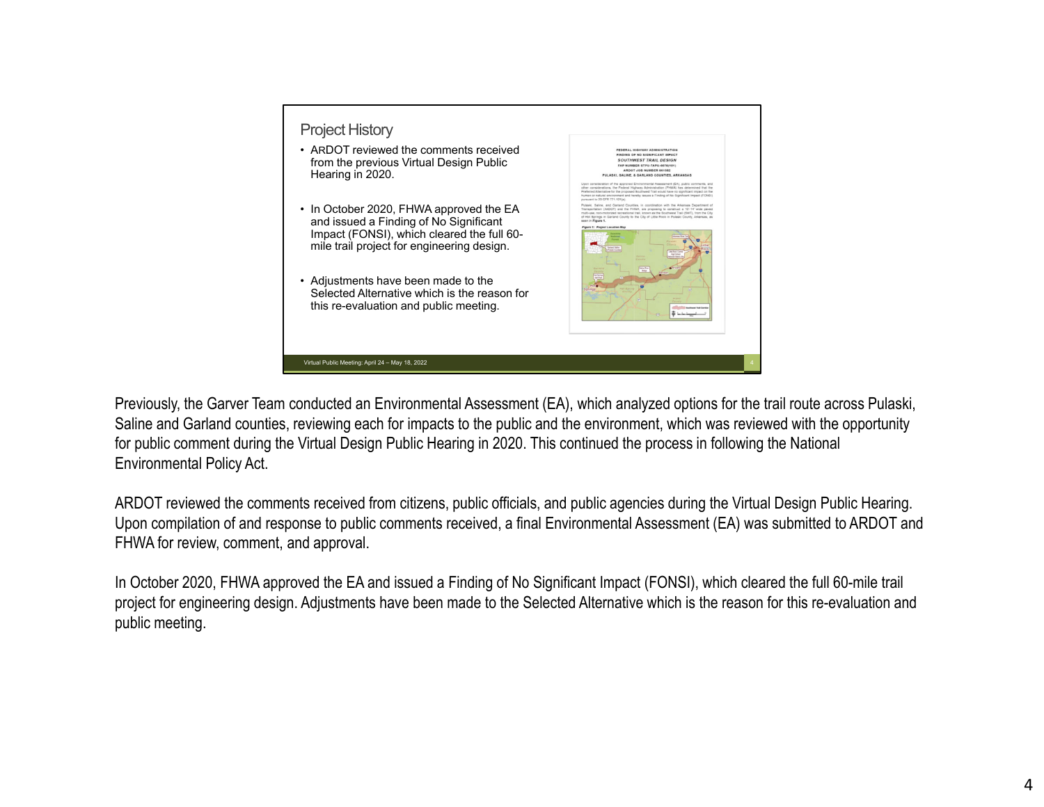## Project History

- ARDOT reviewed the comments received from the previous Virtual Design Public Hearing in 2020.
- In October 2020, FHWA approved the EA and issued a Finding of No Significant Impact (FONSI), which cleared the full 60-mile trail project for engineering design.
- Adjustments have been made to the Selected Alternative which is the reason for this re-evaluation and public meeting.

Virtual Public Meeting: April 24 – May 18, 2022

Previously, the Garver Team conducted an Environmental Assessment (EA), which analyzed options for the trail route across Pulaski, Saline and Garland counties, reviewing each for impacts to the public and the environment, which was reviewed with the opportunity for public comment during the Virtual Design Public Hearing in 2020. This continued the process in following the National Environmental Policy Act.

ARDOT reviewed the comments received from citizens, public officials, and public agencies during the Virtual Design Public Hearing. Upon compilation of and response to public comments received, a final Environmental Assessment (EA) was submitted to ARDOT and FHWA for review, comment, and approval.

In October 2020, FHWA approved the EA and issued a Finding of No Significant Impact (FONSI), which cleared the full 60-mile trail project for engineering design. Adjustments have been made to the Selected Alternative which is the reason for this re-evaluation and public meeting.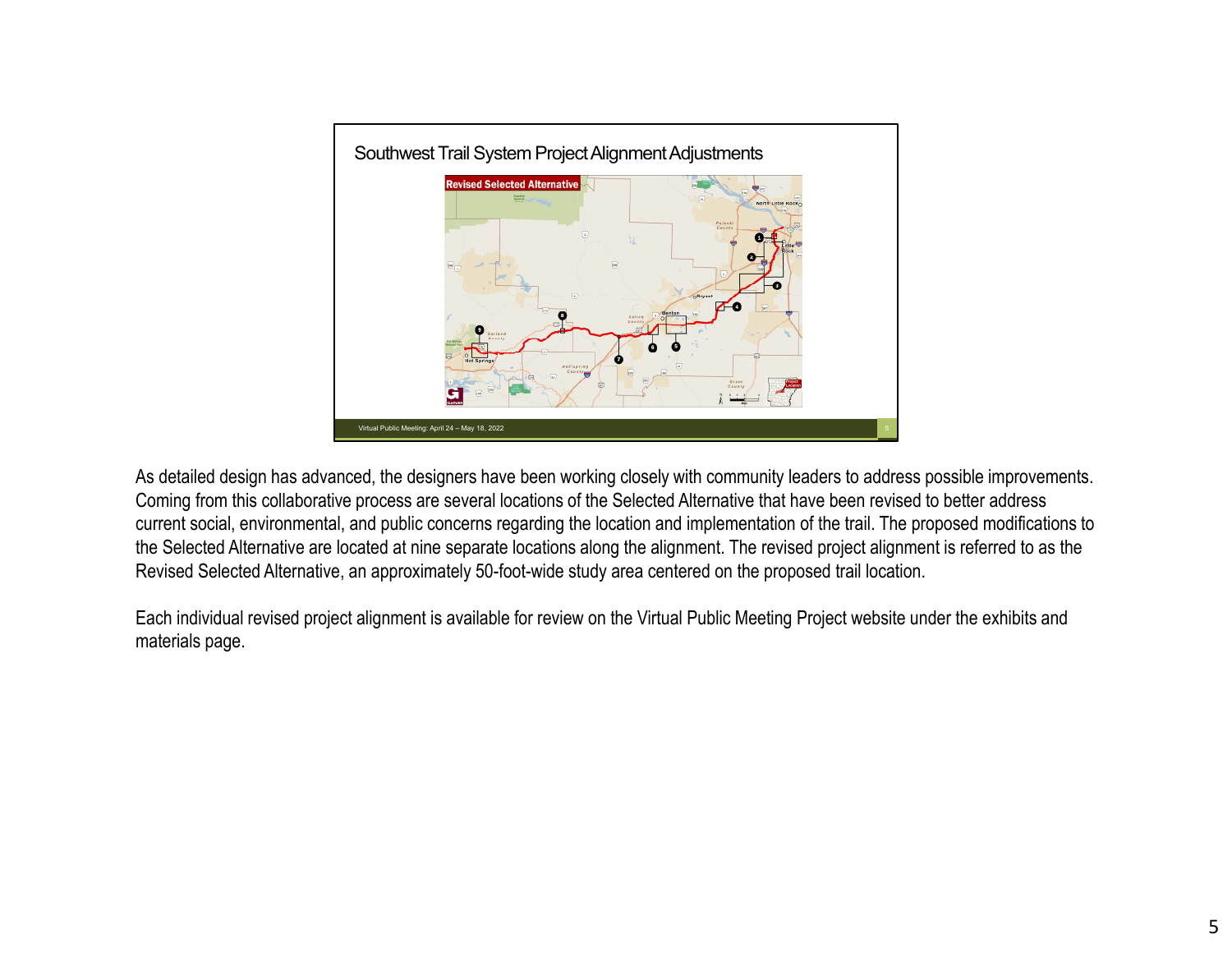## Southwest Trail System Project Alignment Adjustments

As detailed design has advanced, the designers have been working closely with community leaders to address possible improvements. Coming from this collaborative process are several locations of the Selected Alternative that have been revised to better address current social, environmental, and public concerns regarding the location and implementation of the trail. The proposed modifications to the Selected Alternative are located at nine separate locations along the alignment. The revised project alignment is referred to as the Revised Selected Alternative, an approximately 50-foot-wide study area centered on the proposed trail location.

Each individual revised project alignment is available for review on the Virtual Public Meeting Project website under the exhibits and materials page.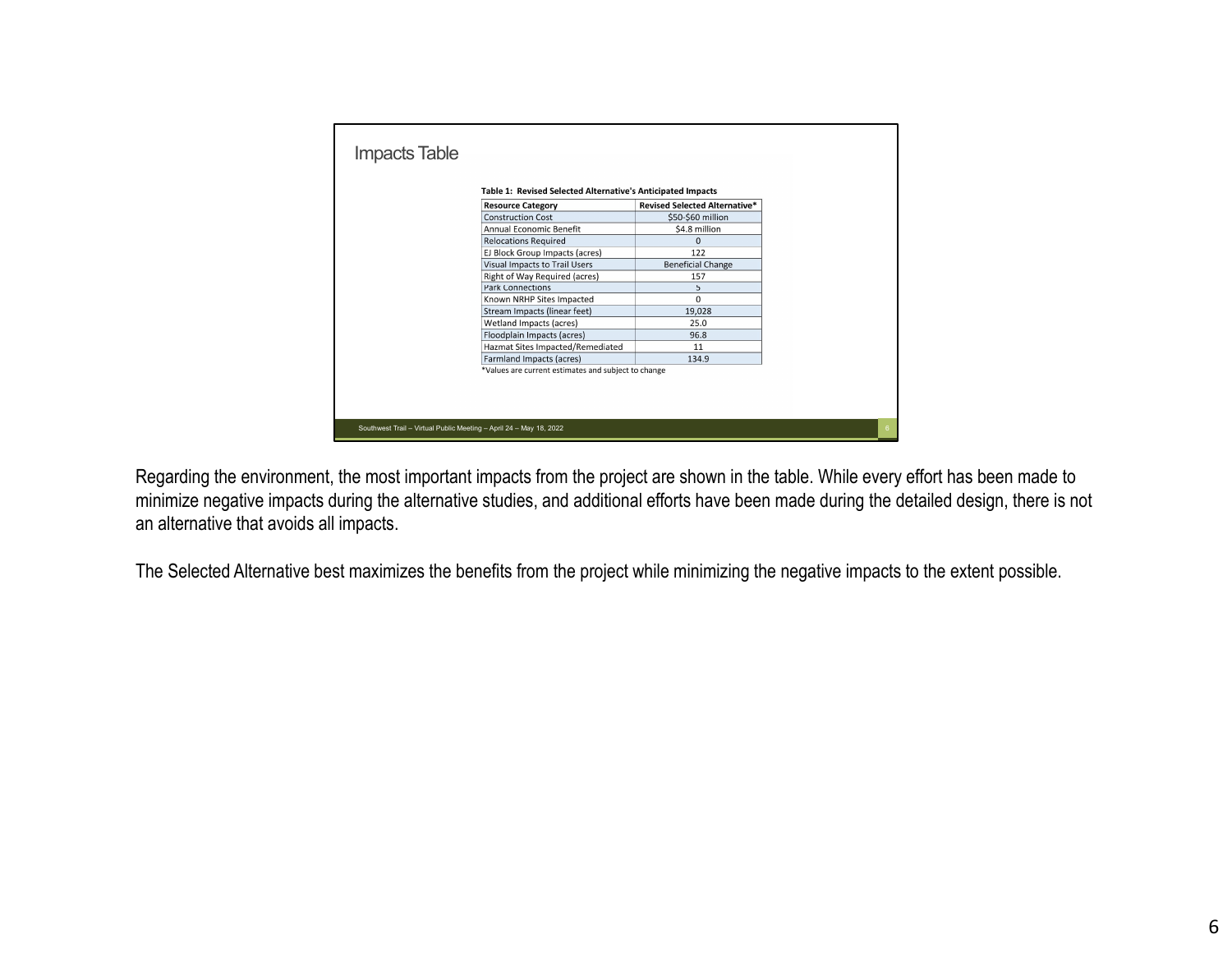## Impacts Table

**Table 1: Revised Selected Alternative's Anticipated Impacts**

| Resource Category | Revised Selected Alternative* |
|---|---|
| Construction Cost | $50-$60 million |
| Annual Economic Benefit | $4.8 million |
| Relocations Required | 0 |
| EJ Block Group Impacts (acres) | 122 |
| Visual Impacts to Trail Users | Beneficial Change |
| Right of Way Required (acres) | 157 |
| Park Connections | 5 |
| Known NRHP Sites Impacted | 0 |
| Stream Impacts (linear feet) | 19,028 |
| Wetland Impacts (acres) | 25.0 |
| Floodplain Impacts (acres) | 96.8 |
| Hazmat Sites Impacted/Remediated | 11 |
| Farmland Impacts (acres) | 134.9 |

*Values are current estimates and subject to change

Southwest Trail – Virtual Public Meeting – April 24 – May 18, 2022

Regarding the environment, the most important impacts from the project are shown in the table. While every effort has been made to minimize negative impacts during the alternative studies, and additional efforts have been made during the detailed design, there is not an alternative that avoids all impacts.

The Selected Alternative best maximizes the benefits from the project while minimizing the negative impacts to the extent possible.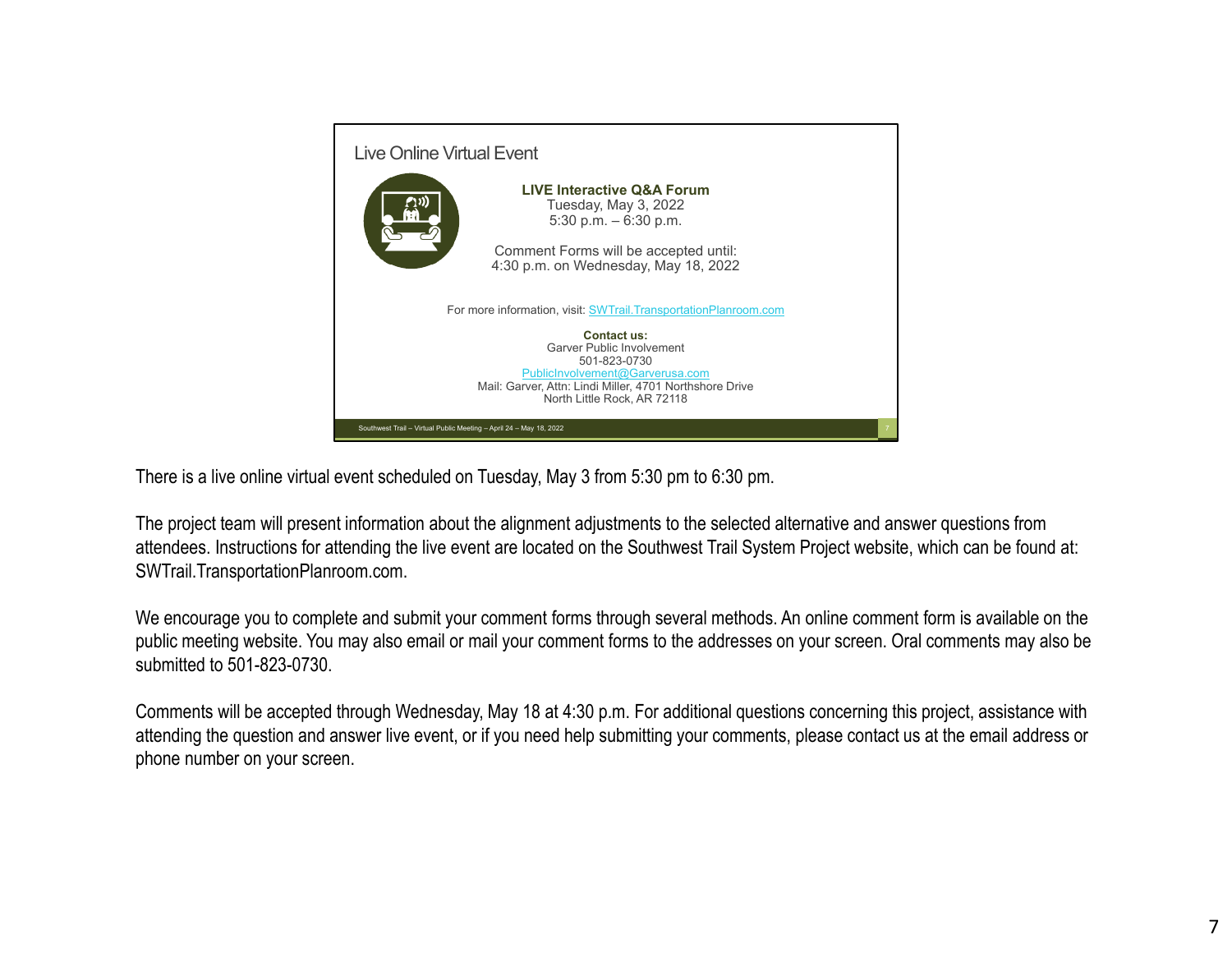## Live Online Virtual Event

**LIVE Interactive Q&A Forum**
Tuesday, May 3, 2022
5:30 p.m. – 6:30 p.m.

Comment Forms will be accepted until:
4:30 p.m. on Wednesday, May 18, 2022

For more information, visit: SWTrail.TransportationPlanroom.com

**Contact us:**
Garver Public Involvement
501-823-0730
PublicInvolvement@Garverusa.com
Mail: Garver, Attn: Lindi Miller, 4701 Northshore Drive
North Little Rock, AR 72118

Southwest Trail – Virtual Public Meeting – April 24 – May 18, 2022

There is a live online virtual event scheduled on Tuesday, May 3 from 5:30 pm to 6:30 pm.

The project team will present information about the alignment adjustments to the selected alternative and answer questions from attendees. Instructions for attending the live event are located on the Southwest Trail System Project website, which can be found at: SWTrail.TransportationPlanroom.com.

We encourage you to complete and submit your comment forms through several methods. An online comment form is available on the public meeting website. You may also email or mail your comment forms to the addresses on your screen. Oral comments may also be submitted to 501-823-0730.

Comments will be accepted through Wednesday, May 18 at 4:30 p.m. For additional questions concerning this project, assistance with attending the question and answer live event, or if you need help submitting your comments, please contact us at the email address or phone number on your screen.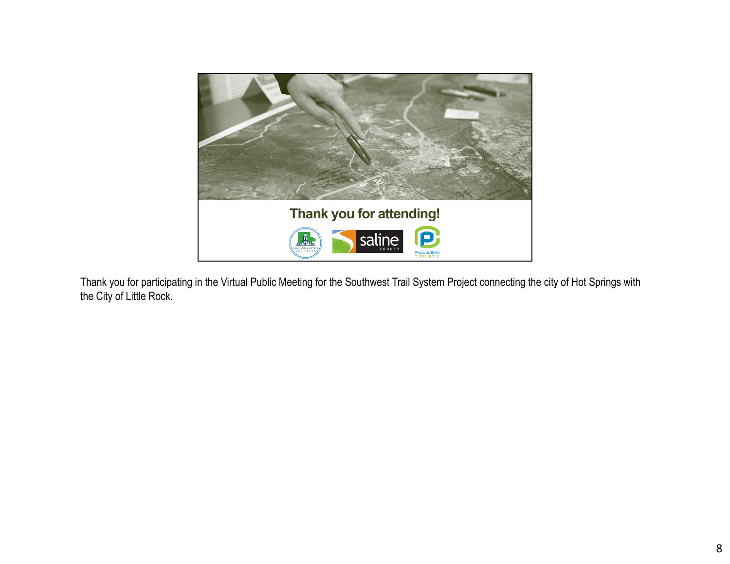Thank you for attending!

saline COUNTY

PULASKI COUNTY

Thank you for participating in the Virtual Public Meeting for the Southwest Trail System Project connecting the city of Hot Springs with the City of Little Rock.